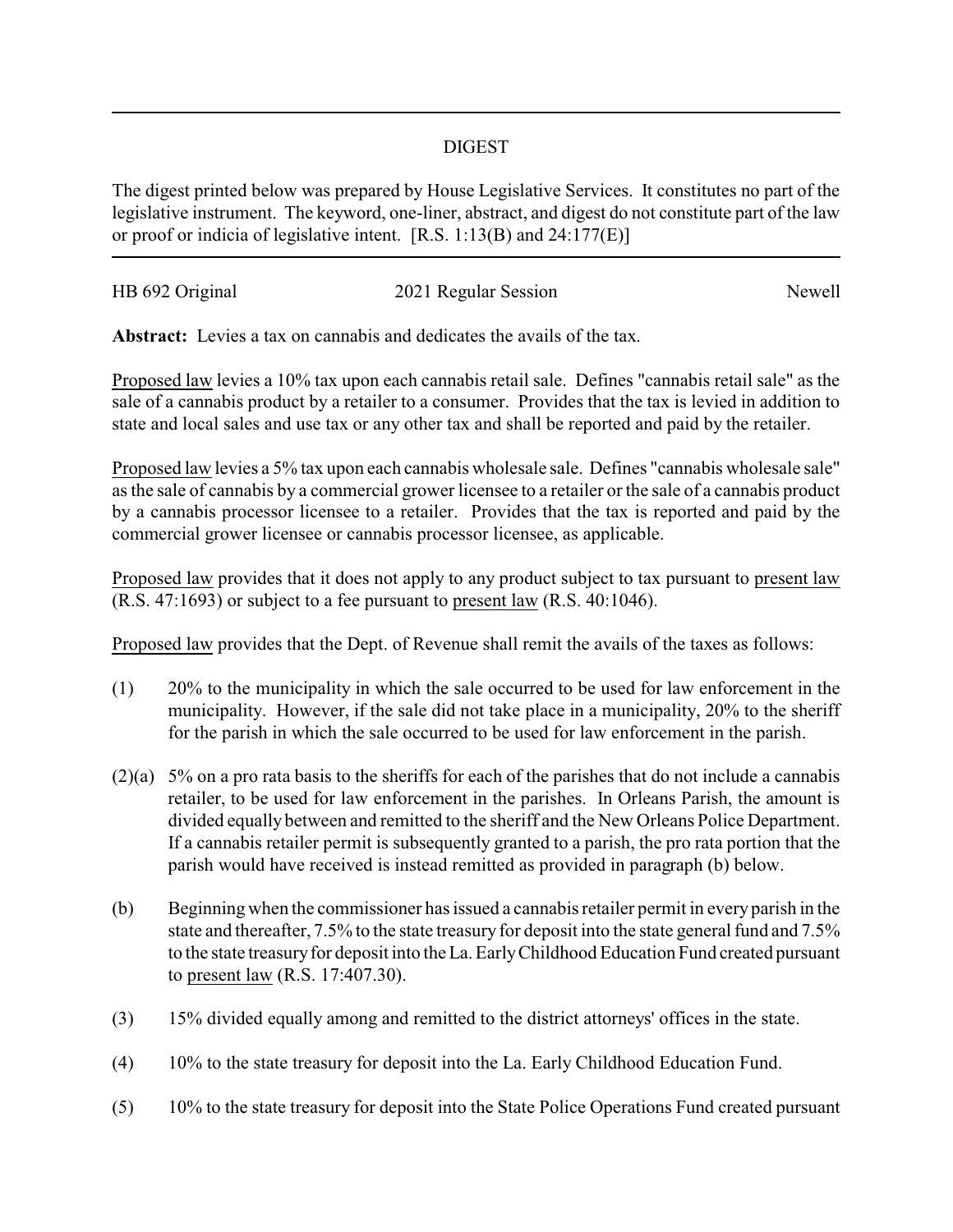# DIGEST

The digest printed below was prepared by House Legislative Services. It constitutes no part of the legislative instrument. The keyword, one-liner, abstract, and digest do not constitute part of the law or proof or indicia of legislative intent. [R.S. 1:13(B) and 24:177(E)]

HB 692 Original | 2021 Regular Session | Newell

**Abstract:** Levies a tax on cannabis and dedicates the avails of the tax.

Proposed law levies a 10% tax upon each cannabis retail sale. Defines "cannabis retail sale" as the sale of a cannabis product by a retailer to a consumer. Provides that the tax is levied in addition to state and local sales and use tax or any other tax and shall be reported and paid by the retailer.

Proposed law levies a 5% tax upon each cannabis wholesale sale. Defines "cannabis wholesale sale" as the sale of cannabis by a commercial grower licensee to a retailer or the sale of a cannabis product by a cannabis processor licensee to a retailer. Provides that the tax is reported and paid by the commercial grower licensee or cannabis processor licensee, as applicable.

Proposed law provides that it does not apply to any product subject to tax pursuant to present law (R.S. 47:1693) or subject to a fee pursuant to present law (R.S. 40:1046).

Proposed law provides that the Dept. of Revenue shall remit the avails of the taxes as follows:

(1) 20% to the municipality in which the sale occurred to be used for law enforcement in the municipality. However, if the sale did not take place in a municipality, 20% to the sheriff for the parish in which the sale occurred to be used for law enforcement in the parish.

(2)(a) 5% on a pro rata basis to the sheriffs for each of the parishes that do not include a cannabis retailer, to be used for law enforcement in the parishes. In Orleans Parish, the amount is divided equally between and remitted to the sheriff and the New Orleans Police Department. If a cannabis retailer permit is subsequently granted to a parish, the pro rata portion that the parish would have received is instead remitted as provided in paragraph (b) below.

(b) Beginning when the commissioner has issued a cannabis retailer permit in every parish in the state and thereafter, 7.5% to the state treasury for deposit into the state general fund and 7.5% to the state treasury for deposit into the La. Early Childhood Education Fund created pursuant to present law (R.S. 17:407.30).

(3) 15% divided equally among and remitted to the district attorneys' offices in the state.

(4) 10% to the state treasury for deposit into the La. Early Childhood Education Fund.

(5) 10% to the state treasury for deposit into the State Police Operations Fund created pursuant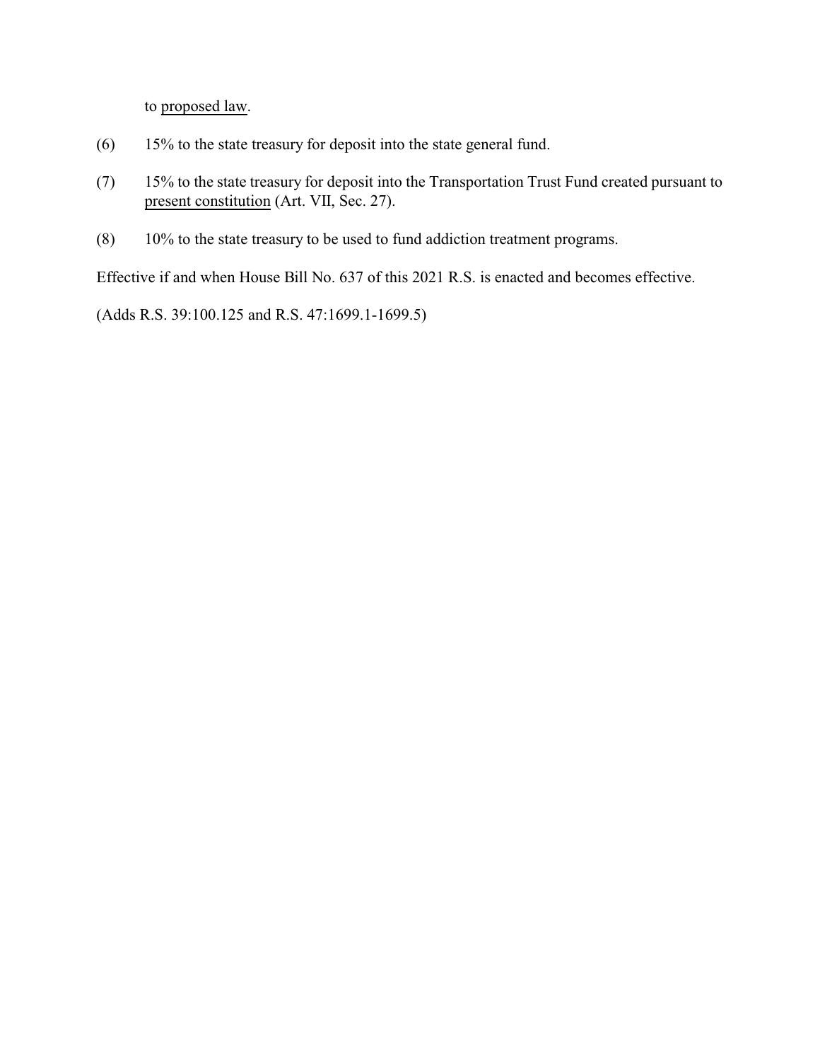to proposed law.

(6) 15% to the state treasury for deposit into the state general fund.

(7) 15% to the state treasury for deposit into the Transportation Trust Fund created pursuant to present constitution (Art. VII, Sec. 27).

(8) 10% to the state treasury to be used to fund addiction treatment programs.

Effective if and when House Bill No. 637 of this 2021 R.S. is enacted and becomes effective.

(Adds R.S. 39:100.125 and R.S. 47:1699.1-1699.5)